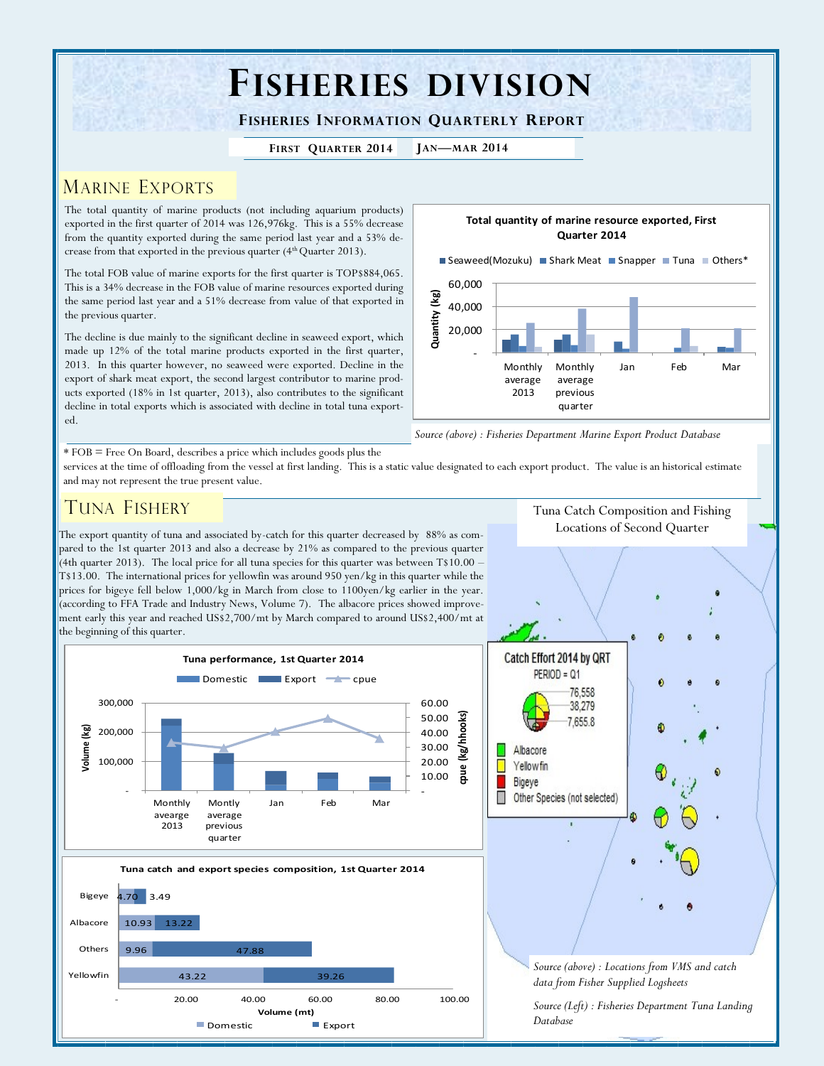# FISHERIES DIVISION

## FISHERIES INFORMATION QUARTERLY REPORT

**FIRST QUARTER 2014** | **JAN—MAR 2014**

## MARINE EXPORTS

The total quantity of marine products (not including aquarium products) exported in the first quarter of 2014 was 126,976kg. This is a 55% decrease from the quantity exported during the same period last year and a 53% decrease from that exported in the previous quarter (4th Quarter 2013).

The total FOB value of marine exports for the first quarter is TOP$884,065. This is a 34% decrease in the FOB value of marine resources exported during the same period last year and a 51% decrease from value of that exported in the previous quarter.

The decline is due mainly to the significant decline in seaweed export, which made up 12% of the total marine products exported in the first quarter, 2013. In this quarter however, no seaweed were exported. Decline in the export of shark meat export, the second largest contributor to marine products exported (18% in 1st quarter, 2013), also contributes to the significant decline in total exports which is associated with decline in total tuna exported.

**Total quantity of marine resource exported, First Quarter 2014**

Legend: Seaweed(Mozuku), Shark Meat, Snapper, Tuna, Others*

Y-axis: Quantity (kg) — 0 to 60,000

X-axis: Monthly average 2013, Monthly average previous quarter, Jan, Feb, Mar

*Source (above) : Fisheries Department Marine Export Product Database*

\* FOB = Free On Board, describes a price which includes goods plus the services at the time of offloading from the vessel at first landing. This is a static value designated to each export product. The value is an historical estimate and may not represent the true present value.

## TUNA FISHERY

The export quantity of tuna and associated by-catch for this quarter decreased by 88% as compared to the 1st quarter 2013 and also a decrease by 21% as compared to the previous quarter (4th quarter 2013). The local price for all tuna species for this quarter was between T$10.00 – T$13.00. The international prices for yellowfin was around 950 yen/kg in this quarter while the prices for bigeye fell below 1,000/kg in March from close to 1100yen/kg earlier in the year. (according to FFA Trade and Industry News, Volume 7). The albacore prices showed improvement early this year and reached US$2,700/mt by March compared to around US$2,400/mt at the beginning of this quarter.

**Tuna performance, 1st Quarter 2014**

Legend: Domestic, Export, cpue

Left axis: Volume (kg) — 0 to 300,000; Right axis: cpue (kg/hhooks) — 0 to 60.00

X-axis: Monthly avearge 2013, Montly average previous quarter, Jan, Feb, Mar

**Tuna catch and export species composition, 1st Quarter 2014**

| Species | Domestic | Export |
|---|---|---|
| Bigeye | 4.70 | 3.49 |
| Albacore | 10.93 | 13.22 |
| Others | 9.96 | 47.88 |
| Yellowfin | 43.22 | 39.26 |

Volume (mt)

**Tuna Catch Composition and Fishing Locations of Second Quarter**

Catch Effort 2014 by QRT
PERIOD = Q1
76,558
38,279
7,655.8

- Albacore
- Yellowfin
- Bigeye
- Other Species (not selected)

*Source (above) : Locations from VMS and catch data from Fisher Supplied Logsheets*

*Source (Left) : Fisheries Department Tuna Landing Database*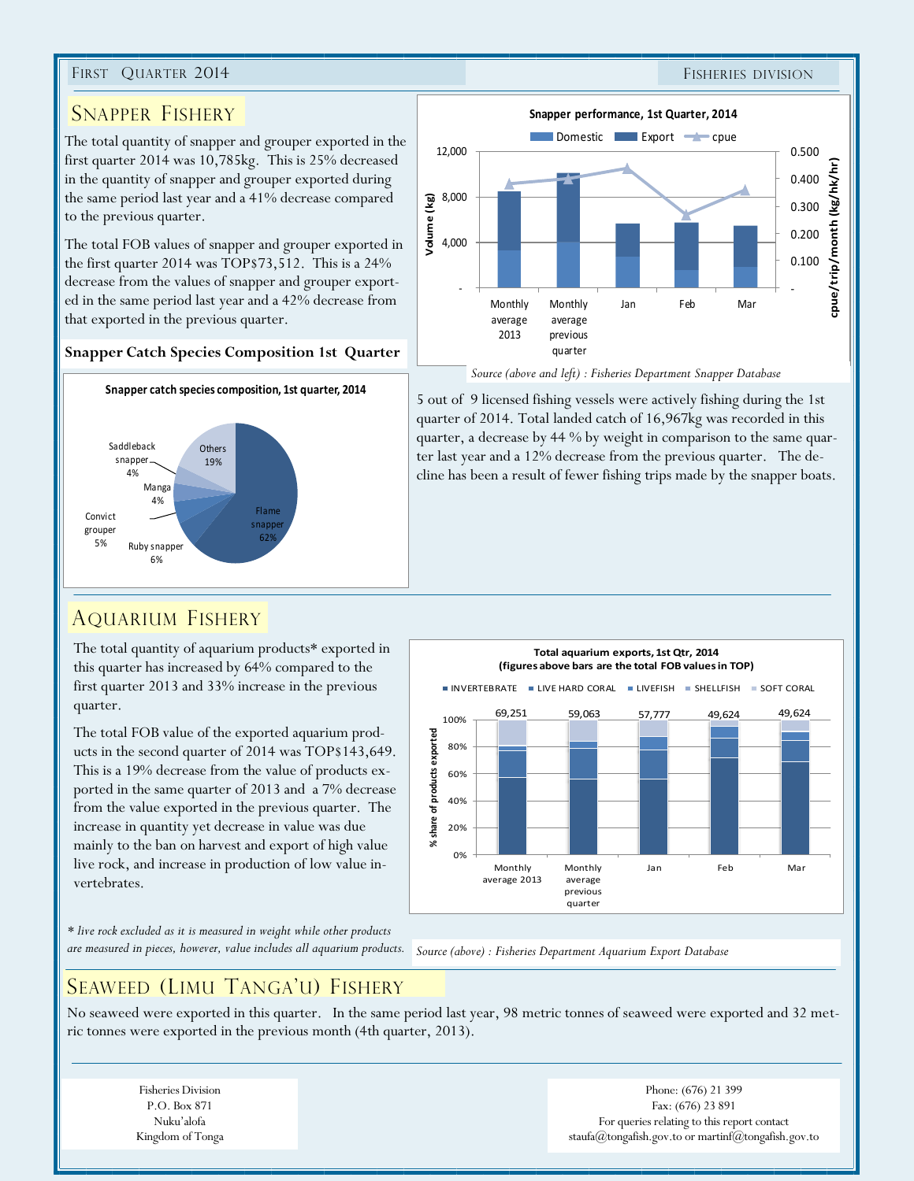## Snapper Fishery

The total quantity of snapper and grouper exported in the first quarter 2014 was 10,785kg. This is 25% decreased in the quantity of snapper and grouper exported during the same period last year and a 41% decrease compared to the previous quarter.

The total FOB values of snapper and grouper exported in the first quarter 2014 was TOP$73,512. This is a 24% decrease from the values of snapper and grouper exported in the same period last year and a 42% decrease from that exported in the previous quarter.

**Snapper Catch Species Composition 1st Quarter**

Snapper catch species composition, 1st quarter, 2014

Flame snapper 62%
Others 19%
Saddleback snapper 4%
Manga 4%
Convict grouper 5%
Ruby snapper 6%

Snapper performance, 1st Quarter, 2014

Domestic
Export
cpue

Volume (kg)
12,000
8,000
4,000
-

cpue/trip/month (kg/hk/hr)
0.500
0.400
0.300
0.200
0.100
-

Monthly average 2013
Monthly average previous quarter
Jan
Feb
Mar

*Source (above and left) : Fisheries Department Snapper Database*

5 out of 9 licensed fishing vessels were actively fishing during the 1st quarter of 2014. Total landed catch of 16,967kg was recorded in this quarter, a decrease by 44 % by weight in comparison to the same quarter last year and a 12% decrease from the previous quarter. The decline has been a result of fewer fishing trips made by the snapper boats.

## Aquarium Fishery

The total quantity of aquarium products* exported in this quarter has increased by 64% compared to the first quarter 2013 and 33% increase in the previous quarter.

The total FOB value of the exported aquarium products in the second quarter of 2014 was TOP$143,649. This is a 19% decrease from the value of products exported in the same quarter of 2013 and a 7% decrease from the value exported in the previous quarter. The increase in quantity yet decrease in value was due mainly to the ban on harvest and export of high value live rock, and increase in production of low value invertebrates.

*\* live rock excluded as it is measured in weight while other products are measured in pieces, however, value includes all aquarium products.*

Total aquarium exports, 1st Qtr, 2014
(figures above bars are the total FOB values in TOP)

INVERTEBRATE
LIVE HARD CORAL
LIVEFISH
SHELLFISH
SOFT CORAL

% share of products exported
100%
80%
60%
40%
20%
0%

69,251
59,063
57,777
49,624
49,624

Monthly average 2013
Monthly average previous quarter
Jan
Feb
Mar

*Source (above) : Fisheries Department Aquarium Export Database*

## Seaweed (Limu Tanga'u) Fishery

No seaweed were exported in this quarter. In the same period last year, 98 metric tonnes of seaweed were exported and 32 metric tonnes were exported in the previous month (4th quarter, 2013).

Fisheries Division
P.O. Box 871
Nuku'alofa
Kingdom of Tonga

Phone: (676) 21 399
Fax: (676) 23 891
For queries relating to this report contact
staufa@tongafish.gov.to or martinf@tongafish.gov.to